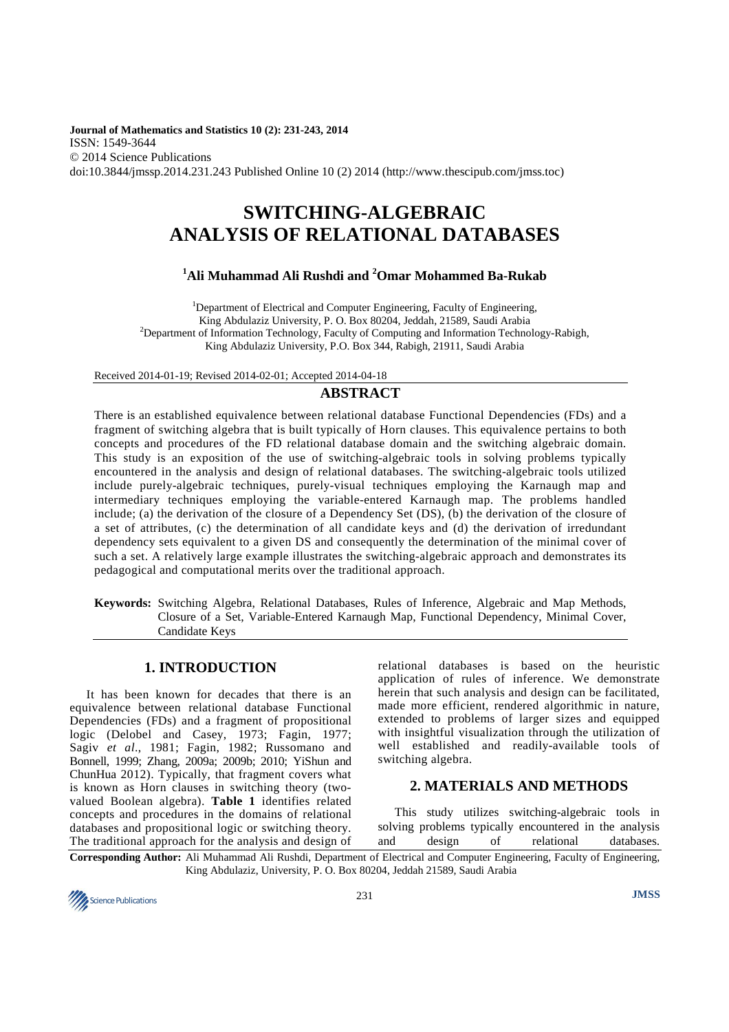Journal of Mathematics and Statistics 10 (2): 231-243, 2014
ISSN: 1549-3644
© 2014 Science Publications
doi:10.3844/jmssp.2014.231.243 Published Online 10 (2) 2014 (http://www.thescipub.com/jmss.toc)

# SWITCHING-ALGEBRAIC ANALYSIS OF RELATIONAL DATABASES

**[1]Ali Muhammad Ali Rushdi and [2]Omar Mohammed Ba-Rukab**

[1]Department of Electrical and Computer Engineering, Faculty of Engineering, King Abdulaziz University, P. O. Box 80204, Jeddah, 21589, Saudi Arabia
[2]Department of Information Technology, Faculty of Computing and Information Technology-Rabigh, King Abdulaziz University, P.O. Box 344, Rabigh, 21911, Saudi Arabia

Received 2014-01-19; Revised 2014-02-01; Accepted 2014-04-18

## ABSTRACT

There is an established equivalence between relational database Functional Dependencies (FDs) and a fragment of switching algebra that is built typically of Horn clauses. This equivalence pertains to both concepts and procedures of the FD relational database domain and the switching algebraic domain. This study is an exposition of the use of switching-algebraic tools in solving problems typically encountered in the analysis and design of relational databases. The switching-algebraic tools utilized include purely-algebraic techniques, purely-visual techniques employing the Karnaugh map and intermediary techniques employing the variable-entered Karnaugh map. The problems handled include; (a) the derivation of the closure of a Dependency Set (DS), (b) the derivation of the closure of a set of attributes, (c) the determination of all candidate keys and (d) the derivation of irredundant dependency sets equivalent to a given DS and consequently the determination of the minimal cover of such a set. A relatively large example illustrates the switching-algebraic approach and demonstrates its pedagogical and computational merits over the traditional approach.

**Keywords:** Switching Algebra, Relational Databases, Rules of Inference, Algebraic and Map Methods, Closure of a Set, Variable-Entered Karnaugh Map, Functional Dependency, Minimal Cover, Candidate Keys

## 1. INTRODUCTION

It has been known for decades that there is an equivalence between relational database Functional Dependencies (FDs) and a fragment of propositional logic (Delobel and Casey, 1973; Fagin, 1977; Sagiv *et al*., 1981; Fagin, 1982; Russomano and Bonnell, 1999; Zhang, 2009a; 2009b; 2010; YiShun and ChunHua 2012). Typically, that fragment covers what is known as Horn clauses in switching theory (two-valued Boolean algebra). **Table 1** identifies related concepts and procedures in the domains of relational databases and propositional logic or switching theory. The traditional approach for the analysis and design of relational databases is based on the heuristic application of rules of inference. We demonstrate herein that such analysis and design can be facilitated, made more efficient, rendered algorithmic in nature, extended to problems of larger sizes and equipped with insightful visualization through the utilization of well established and readily-available tools of switching algebra.

## 2. MATERIALS AND METHODS

This study utilizes switching-algebraic tools in solving problems typically encountered in the analysis and design of relational databases.

**Corresponding Author:** Ali Muhammad Ali Rushdi, Department of Electrical and Computer Engineering, Faculty of Engineering, King Abdulaziz, University, P. O. Box 80204, Jeddah 21589, Saudi Arabia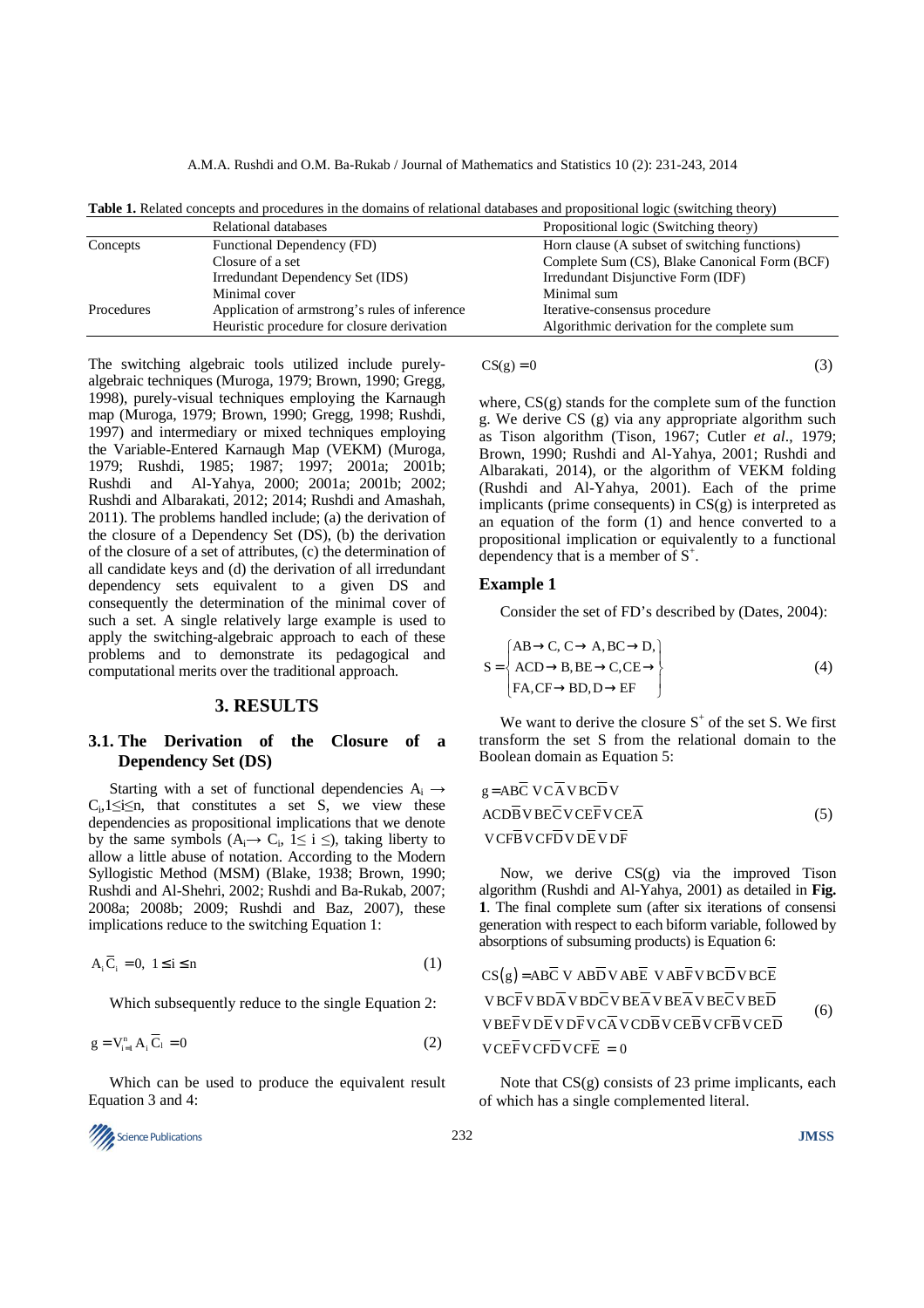**Table 1.** Related concepts and procedures in the domains of relational databases and propositional logic (switching theory)

| | Relational databases | Propositional logic (Switching theory) |
|---|---|---|
| Concepts | Functional Dependency (FD) | Horn clause (A subset of switching functions) |
| | Closure of a set | Complete Sum (CS), Blake Canonical Form (BCF) |
| | Irredundant Dependency Set (IDS) | Irredundant Disjunctive Form (IDF) |
| | Minimal cover | Minimal sum |
| Procedures | Application of armstrong's rules of inference | Iterative-consensus procedure |
| | Heuristic procedure for closure derivation | Algorithmic derivation for the complete sum |

The switching algebraic tools utilized include purely-algebraic techniques (Muroga, 1979; Brown, 1990; Gregg, 1998), purely-visual techniques employing the Karnaugh map (Muroga, 1979; Brown, 1990; Gregg, 1998; Rushdi, 1997) and intermediary or mixed techniques employing the Variable-Entered Karnaugh Map (VEKM) (Muroga, 1979; Rushdi, 1985; 1987; 1997; 2001a; 2001b; Rushdi and Al-Yahya, 2000; 2001a; 2001b; 2002; Rushdi and Albarakati, 2012; 2014; Rushdi and Amashah, 2011). The problems handled include; (a) the derivation of the closure of a Dependency Set (DS), (b) the derivation of the closure of a set of attributes, (c) the determination of all candidate keys and (d) the derivation of all irredundant dependency sets equivalent to a given DS and consequently the determination of the minimal cover of such a set. A single relatively large example is used to apply the switching-algebraic approach to each of these problems and to demonstrate its pedagogical and computational merits over the traditional approach.

## 3. RESULTS

### 3.1. The Derivation of the Closure of a Dependency Set (DS)

Starting with a set of functional dependencies $A_i \rightarrow C_i, 1 \leq i \leq n$, that constitutes a set S, we view these dependencies as propositional implications that we denote by the same symbols ($A_i \rightarrow C_i$, $1 \leq i \leq$), taking liberty to allow a little abuse of notation. According to the Modern Syllogistic Method (MSM) (Blake, 1938; Brown, 1990; Rushdi and Al-Shehri, 2002; Rushdi and Ba-Rukab, 2007; 2008a; 2008b; 2009; Rushdi and Baz, 2007), these implications reduce to the switching Equation 1:

$$A_i \overline{C}_i = 0, \; 1 \leq i \leq n \tag{1}$$

Which subsequently reduce to the single Equation 2:

$$g = \vee_{i=1}^{n} A_i \overline{C}_i = 0 \tag{2}$$

Which can be used to produce the equivalent result Equation 3 and 4:

$$CS(g) = 0 \tag{3}$$

where, CS(g) stands for the complete sum of the function g. We derive CS (g) via any appropriate algorithm such as Tison algorithm (Tison, 1967; Cutler *et al*., 1979; Brown, 1990; Rushdi and Al-Yahya, 2001; Rushdi and Albarakati, 2014), or the algorithm of VEKM folding (Rushdi and Al-Yahya, 2001). Each of the prime implicants (prime consequents) in CS(g) is interpreted as an equation of the form (1) and hence converted to a propositional implication or equivalently to a functional dependency that is a member of $S^+$.

### Example 1

Consider the set of FD's described by (Dates, 2004):

$$S = \begin{Bmatrix} AB \rightarrow C,\, C \rightarrow A,\, BC \rightarrow D, \\ ACD \rightarrow B,\, BE \rightarrow C,\, CE \rightarrow \\ FA,\, CF \rightarrow BD,\, D \rightarrow EF \end{Bmatrix} \tag{4}$$

We want to derive the closure $S^+$ of the set S. We first transform the set S from the relational domain to the Boolean domain as Equation 5:

$$\begin{aligned} g = & AB\overline{C} \vee C\overline{A} \vee BC\overline{D} \vee \\ & ACD\overline{B} \vee BE\overline{C} \vee CE\overline{F} \vee CE\overline{A} \\ & \vee CF\overline{B} \vee CF\overline{D} \vee D\overline{E} \vee D\overline{F} \end{aligned} \tag{5}$$

Now, we derive CS(g) via the improved Tison algorithm (Rushdi and Al-Yahya, 2001) as detailed in **Fig. 1**. The final complete sum (after six iterations of consensi generation with respect to each biform variable, followed by absorptions of subsuming products) is Equation 6:

$$\begin{aligned} CS(g) = & AB\overline{C} \vee AB\overline{D} \vee AB\overline{E} \vee AB\overline{F} \vee BC\overline{D} \vee BC\overline{E} \\ & \vee BC\overline{F} \vee BD\overline{A} \vee BD\overline{C} \vee BE\overline{A} \vee BE\overline{A} \vee BE\overline{C} \vee BE\overline{D} \\ & \vee BE\overline{F} \vee D\overline{E} \vee D\overline{F} \vee C\overline{A} \vee CD\overline{B} \vee CE\overline{B} \vee CF\overline{B} \vee CE\overline{D} \\ & \vee CE\overline{F} \vee CF\overline{D} \vee CF\overline{E} = 0 \end{aligned} \tag{6}$$

Note that CS(g) consists of 23 prime implicants, each of which has a single complemented literal.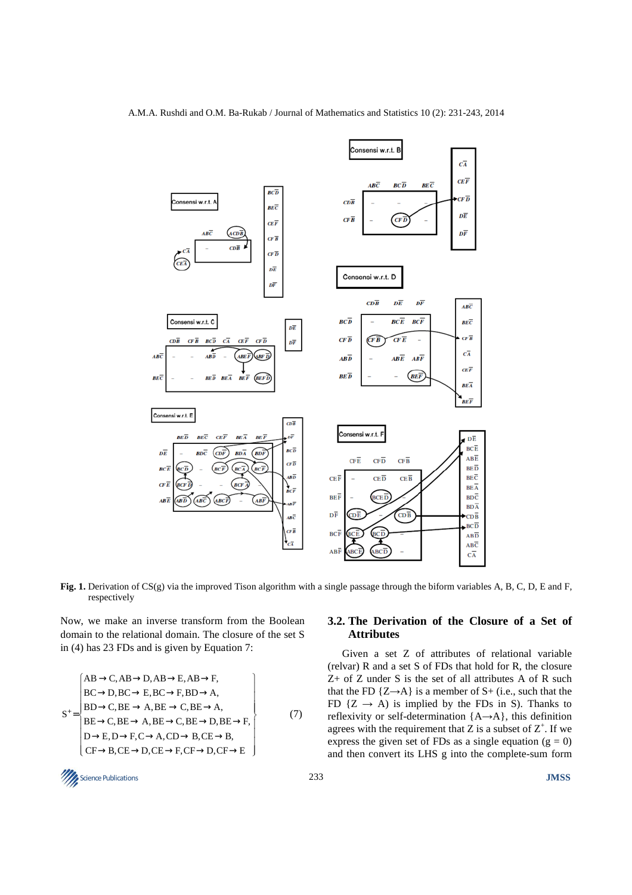**Fig. 1.** Derivation of CS(g) via the improved Tison algorithm with a single passage through the biform variables A, B, C, D, E and F, respectively

Now, we make an inverse transform from the Boolean domain to the relational domain. The closure of the set S in (4) has 23 FDs and is given by Equation 7:

$$S^+ = \left\{ \begin{array}{l} AB \to C, AB \to D, AB \to E, AB \to F, \\ BC \to D, BC \to E, BC \to F, BD \to A, \\ BD \to C, BE \to A, BE \to C, BE \to A, \\ BE \to C, BE \to A, BE \to C, BE \to D, BE \to F, \\ D \to E, D \to F, C \to A, CD \to B, CE \to B, \\ CF \to B, CE \to D, CE \to F, CF \to D, CF \to E \end{array} \right\} \quad (7)$$

## 3.2. The Derivation of the Closure of a Set of Attributes

Given a set Z of attributes of relational variable (relvar) R and a set S of FDs that hold for R, the closure Z+ of Z under S is the set of all attributes A of R such that the FD {Z→A} is a member of S+ (i.e., such that the FD {Z → A) is implied by the FDs in S). Thanks to reflexivity or self-determination {A→A}, this definition agrees with the requirement that Z is a subset of $Z^+$. If we express the given set of FDs as a single equation (g = 0) and then convert its LHS g into the complete-sum form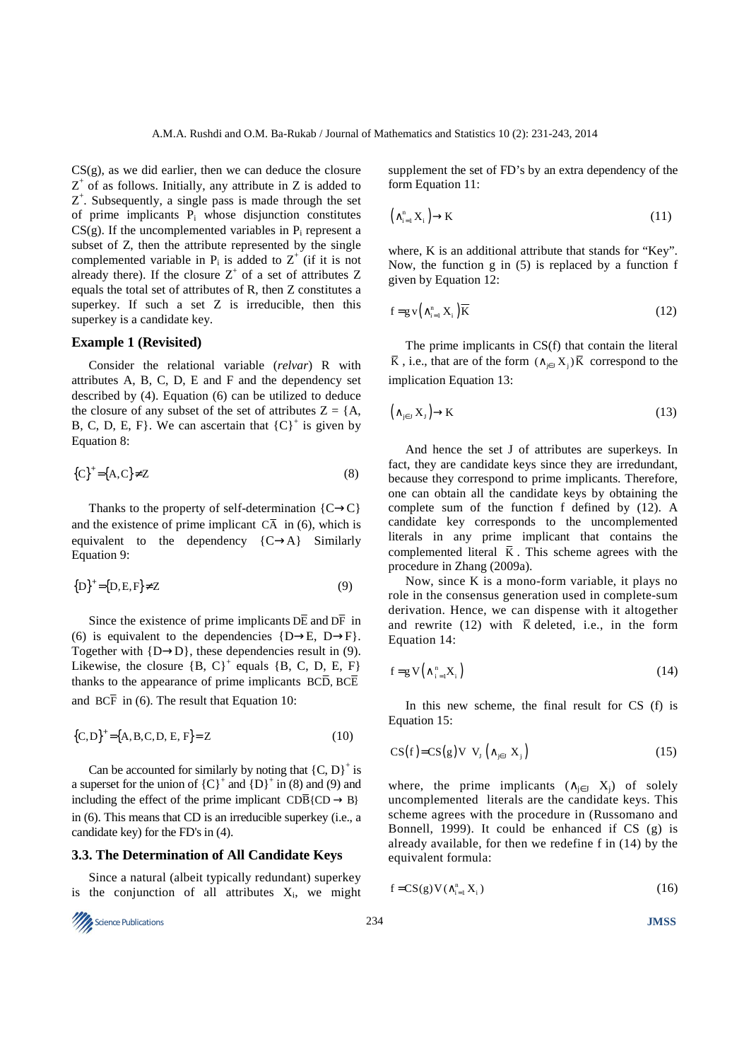CS(g), as we did earlier, then we can deduce the closure $Z^+$ of as follows. Initially, any attribute in Z is added to $Z^+$. Subsequently, a single pass is made through the set of prime implicants $P_i$ whose disjunction constitutes CS(g). If the uncomplemented variables in $P_i$ represent a subset of Z, then the attribute represented by the single complemented variable in $P_i$ is added to $Z^+$ (if it is not already there). If the closure $Z^+$ of a set of attributes Z equals the total set of attributes of R, then Z constitutes a superkey. If such a set Z is irreducible, then this superkey is a candidate key.

### Example 1 (Revisited)

Consider the relational variable (*relvar*) R with attributes A, B, C, D, E and F and the dependency set described by (4). Equation (6) can be utilized to deduce the closure of any subset of the set of attributes Z = {A, B, C, D, E, F}. We can ascertain that $\{C\}^+$ is given by Equation 8:

$$\{C\}^+ = \{A, C\} \neq Z \tag{8}$$

Thanks to the property of self-determination $\{C \rightarrow C\}$ and the existence of prime implicant $C\overline{A}$ in (6), which is equivalent to the dependency $\{C \rightarrow A\}$ Similarly Equation 9:

$$\{D\}^+ = \{D, E, F\} \neq Z \tag{9}$$

Since the existence of prime implicants $D\overline{E}$ and $D\overline{F}$ in (6) is equivalent to the dependencies $\{D \rightarrow E,\ D \rightarrow F\}$. Together with $\{D \rightarrow D\}$, these dependencies result in (9). Likewise, the closure $\{B, C\}^+$ equals {B, C, D, E, F} thanks to the appearance of prime implicants $BC\overline{D}$, $BC\overline{E}$ and $BC\overline{F}$ in (6). The result that Equation 10:

$$\{C, D\}^+ = \{A, B, C, D, E, F\} = Z \tag{10}$$

Can be accounted for similarly by noting that $\{C, D\}^+$ is a superset for the union of $\{C\}^+$ and $\{D\}^+$ in (8) and (9) and including the effect of the prime implicant $CD\overline{B}\{CD \rightarrow B\}$ in (6). This means that CD is an irreducible superkey (i.e., a candidate key) for the FD's in (4).

### 3.3. The Determination of All Candidate Keys

Since a natural (albeit typically redundant) superkey is the conjunction of all attributes $X_i$, we might supplement the set of FD's by an extra dependency of the form Equation 11:

$$\left(\wedge_{i=1}^{n} X_i\right) \rightarrow K \tag{11}$$

where, K is an additional attribute that stands for "Key". Now, the function g in (5) is replaced by a function f given by Equation 12:

$$f = g \vee \left(\wedge_{i=1}^{n} X_i\right)\overline{K} \tag{12}$$

The prime implicants in CS(f) that contain the literal $\overline{K}$, i.e., that are of the form $(\wedge_{j \in J} X_j)\overline{K}$ correspond to the implication Equation 13:

$$\left(\wedge_{j \in J} X_j\right) \rightarrow K \tag{13}$$

And hence the set J of attributes are superkeys. In fact, they are candidate keys since they are irredundant, because they correspond to prime implicants. Therefore, one can obtain all the candidate keys by obtaining the complete sum of the function f defined by (12). A candidate key corresponds to the uncomplemented literals in any prime implicant that contains the complemented literal $\overline{K}$. This scheme agrees with the procedure in Zhang (2009a).

Now, since K is a mono-form variable, it plays no role in the consensus generation used in complete-sum derivation. Hence, we can dispense with it altogether and rewrite (12) with $\overline{K}$ deleted, i.e., in the form Equation 14:

$$f = g \vee \left(\wedge_{i=1}^{n} X_i\right) \tag{14}$$

In this new scheme, the final result for CS (f) is Equation 15:

$$CS(f) = CS(g) \vee \ \vee_J \left(\wedge_{j \in J} X_j\right) \tag{15}$$

where, the prime implicants $(\wedge_{j \in J} X_j)$ of solely uncomplemented literals are the candidate keys. This scheme agrees with the procedure in (Russomano and Bonnell, 1999). It could be enhanced if CS (g) is already available, for then we redefine f in (14) by the equivalent formula:

$$f = CS(g) \vee (\wedge_{i=1}^{n} X_i) \tag{16}$$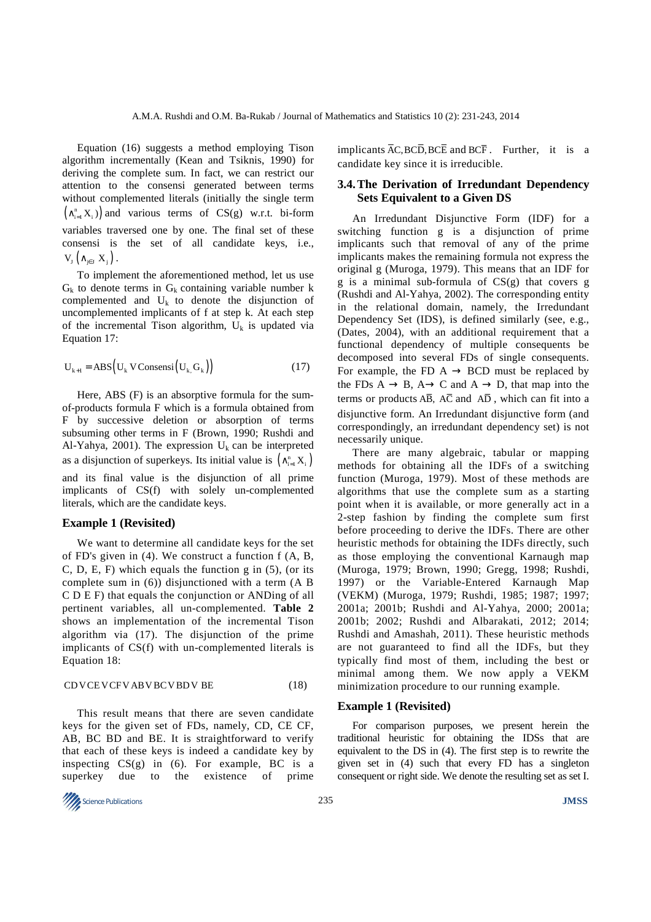Equation (16) suggests a method employing Tison algorithm incrementally (Kean and Tsiknis, 1990) for deriving the complete sum. In fact, we can restrict our attention to the consensi generated between terms without complemented literals (initially the single term $\left(\wedge_{i=1}^{n} X_i\right)$ and various terms of CS(g) w.r.t. bi-form variables traversed one by one. The final set of these consensi is the set of all candidate keys, i.e., $V_J\left(\wedge_{j\in I} X_j\right)$.

To implement the aforementioned method, let us use $G_k$ to denote terms in $G_k$ containing variable number k complemented and $U_k$ to denote the disjunction of uncomplemented implicants of f at step k. At each step of the incremental Tison algorithm, $U_k$ is updated via Equation 17:

$$U_{k+1} = \text{ABS}\left(U_k \vee \text{Consensi}\left(U_k, G_k\right)\right) \tag{17}$$

Here, ABS (F) is an absorptive formula for the sum-of-products formula F which is a formula obtained from F by successive deletion or absorption of terms subsuming other terms in F (Brown, 1990; Rushdi and Al-Yahya, 2001). The expression $U_k$ can be interpreted as a disjunction of superkeys. Its initial value is $\left(\wedge_{i=1}^{n} X_i\right)$ and its final value is the disjunction of all prime implicants of CS(f) with solely un-complemented literals, which are the candidate keys.

### Example 1 (Revisited)

We want to determine all candidate keys for the set of FD's given in (4). We construct a function f (A, B, C, D, E, F) which equals the function g in (5), (or its complete sum in (6)) disjunctioned with a term (A B C D E F) that equals the conjunction or ANDing of all pertinent variables, all un-complemented. **Table 2** shows an implementation of the incremental Tison algorithm via (17). The disjunction of the prime implicants of CS(f) with un-complemented literals is Equation 18:

$$CD \vee CE \vee CF \vee AB \vee BC \vee BD \vee BE \tag{18}$$

This result means that there are seven candidate keys for the given set of FDs, namely, CD, CE CF, AB, BC BD and BE. It is straightforward to verify that each of these keys is indeed a candidate key by inspecting CS(g) in (6). For example, BC is a superkey due to the existence of prime implicants $\overline{A}C, BC\overline{D}, BC\overline{E}$ and $BC\overline{F}$. Further, it is a candidate key since it is irreducible.

### 3.4. The Derivation of Irredundant Dependency Sets Equivalent to a Given DS

An Irredundant Disjunctive Form (IDF) for a switching function g is a disjunction of prime implicants such that removal of any of the prime implicants makes the remaining formula not express the original g (Muroga, 1979). This means that an IDF for g is a minimal sub-formula of CS(g) that covers g (Rushdi and Al-Yahya, 2002). The corresponding entity in the relational domain, namely, the Irredundant Dependency Set (IDS), is defined similarly (see, e.g., (Dates, 2004), with an additional requirement that a functional dependency of multiple consequents be decomposed into several FDs of single consequents. For example, the FD A $\rightarrow$ BCD must be replaced by the FDs A $\rightarrow$ B, A$\rightarrow$ C and A $\rightarrow$ D, that map into the terms or products $A\overline{B}$, $A\overline{C}$ and $A\overline{D}$, which can fit into a disjunctive form. An Irredundant disjunctive form (and correspondingly, an irredundant dependency set) is not necessarily unique.

There are many algebraic, tabular or mapping methods for obtaining all the IDFs of a switching function (Muroga, 1979). Most of these methods are algorithms that use the complete sum as a starting point when it is available, or more generally act in a 2-step fashion by finding the complete sum first before proceeding to derive the IDFs. There are other heuristic methods for obtaining the IDFs directly, such as those employing the conventional Karnaugh map (Muroga, 1979; Brown, 1990; Gregg, 1998; Rushdi, 1997) or the Variable-Entered Karnaugh Map (VEKM) (Muroga, 1979; Rushdi, 1985; 1987; 1997; 2001a; 2001b; Rushdi and Al-Yahya, 2000; 2001a; 2001b; 2002; Rushdi and Albarakati, 2012; 2014; Rushdi and Amashah, 2011). These heuristic methods are not guaranteed to find all the IDFs, but they typically find most of them, including the best or minimal among them. We now apply a VEKM minimization procedure to our running example.

### Example 1 (Revisited)

For comparison purposes, we present herein the traditional heuristic for obtaining the IDSs that are equivalent to the DS in (4). The first step is to rewrite the given set in (4) such that every FD has a singleton consequent or right side. We denote the resulting set as set I.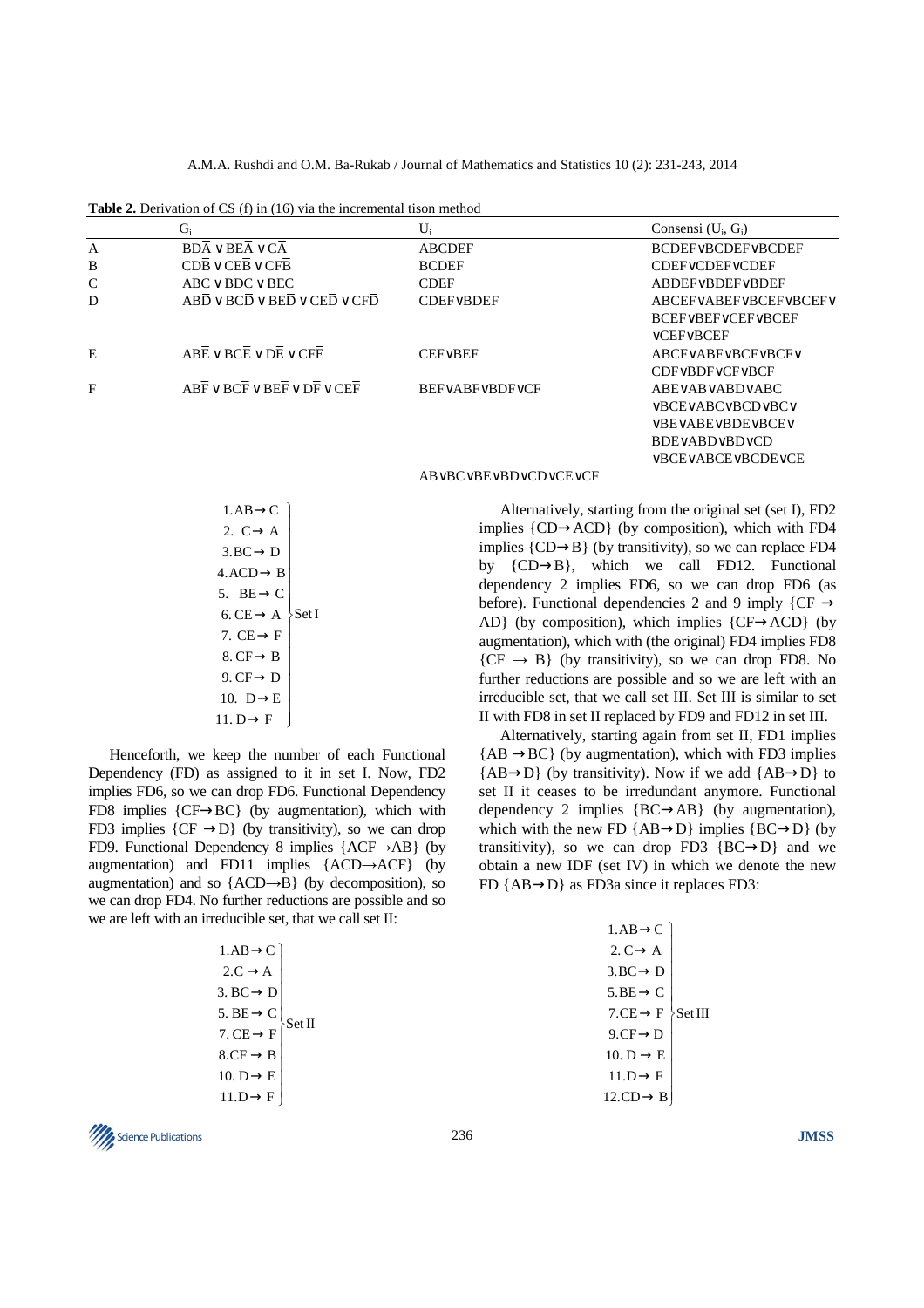**Table 2.** Derivation of CS (f) in (16) via the incremental tison method

| | $G_i$ | $U_i$ | Consensi ($U_i$, $G_i$) |
|---|---|---|---|
| A | $BD\bar{A} \vee BE\bar{A} \vee C\bar{A}$ | ABCDEF | BCDEF∨BCDEF∨BCDEF |
| B | $CD\bar{B} \vee CE\bar{B} \vee CF\bar{B}$ | BCDEF | CDEF∨CDEF∨CDEF |
| C | $AB\bar{C} \vee BD\bar{C} \vee BE\bar{C}$ | CDEF | ABDEF∨BDEF∨BDEF |
| D | $AB\bar{D} \vee BC\bar{D} \vee BE\bar{D} \vee CE\bar{D} \vee CF\bar{D}$ | CDEF∨BDEF | ABCEF∨ABEF∨BCEF∨BCEF∨ BCEF∨BEF∨CEF∨BCEF ∨CEF∨BCEF |
| E | $AB\bar{E} \vee BC\bar{E} \vee D\bar{E} \vee CF\bar{E}$ | CEF∨BEF | ABCF∨ABF∨BCF∨BCF∨ CDF∨BDF∨CF∨BCF |
| F | $AB\bar{F} \vee BC\bar{F} \vee BE\bar{F} \vee D\bar{F} \vee CE\bar{F}$ | BEF∨ABF∨BDF∨CF | ABE∨AB∨ABD∨ABC ∨BCE∨ABC∨BCD∨BC∨ ∨BE∨ABE∨BDE∨BCE∨ BDE∨ABD∨BD∨CD ∨BCE∨ABCE∨BCDE∨CE |
| | | AB∨BC∨BE∨BD∨CD∨CE∨CF | |

$$\left.\begin{array}{l} 1.AB \rightarrow C \\ 2.\ C \rightarrow A \\ 3.BC \rightarrow D \\ 4.ACD \rightarrow B \\ 5.\ BE \rightarrow C \\ 6.\ CE \rightarrow A \\ 7.\ CE \rightarrow F \\ 8.\ CF \rightarrow B \\ 9.\ CF \rightarrow D \\ 10.\ D \rightarrow E \\ 11.\ D \rightarrow F \end{array}\right\} \text{Set I}$$

Henceforth, we keep the number of each Functional Dependency (FD) as assigned to it in set I. Now, FD2 implies FD6, so we can drop FD6. Functional Dependency FD8 implies {CF→BC} (by augmentation), which with FD3 implies {CF →D} (by transitivity), so we can drop FD9. Functional Dependency 8 implies {ACF→AB} (by augmentation) and FD11 implies {ACD→ACF} (by augmentation) and so {ACD→B} (by decomposition), so we can drop FD4. No further reductions are possible and so we are left with an irreducible set, that we call set II:

$$\left.\begin{array}{l} 1.AB \rightarrow C \\ 2.C \rightarrow A \\ 3.\ BC \rightarrow D \\ 5.\ BE \rightarrow C \\ 7.\ CE \rightarrow F \\ 8.CF \rightarrow B \\ 10.\ D \rightarrow E \\ 11.D \rightarrow F \end{array}\right\} \text{Set II}$$

Alternatively, starting from the original set (set I), FD2 implies {CD→ACD} (by composition), which with FD4 implies {CD→B} (by transitivity), so we can replace FD4 by {CD→B}, which we call FD12. Functional dependency 2 implies FD6, so we can drop FD6 (as before). Functional dependencies 2 and 9 imply {CF → AD} (by composition), which implies {CF→ACD} (by augmentation), which with (the original) FD4 implies FD8 {CF → B} (by transitivity), so we can drop FD8. No further reductions are possible and so we are left with an irreducible set, that we call set III. Set III is similar to set II with FD8 in set II replaced by FD9 and FD12 in set III.

Alternatively, starting again from set II, FD1 implies {AB →BC} (by augmentation), which with FD3 implies {AB→D} (by transitivity). Now if we add {AB→D} to set II it ceases to be irredundant anymore. Functional dependency 2 implies {BC→AB} (by augmentation), which with the new FD {AB→D} implies {BC→D} (by transitivity), so we can drop FD3 {BC→D} and we obtain a new IDF (set IV) in which we denote the new FD {AB→D} as FD3a since it replaces FD3:

$$\left.\begin{array}{l} 1.AB \rightarrow C \\ 2.\ C \rightarrow A \\ 3.BC \rightarrow D \\ 5.BE \rightarrow C \\ 7.CE \rightarrow F \\ 9.CF \rightarrow D \\ 10.\ D \rightarrow E \\ 11.D \rightarrow F \\ 12.CD \rightarrow B \end{array}\right\} \text{Set III}$$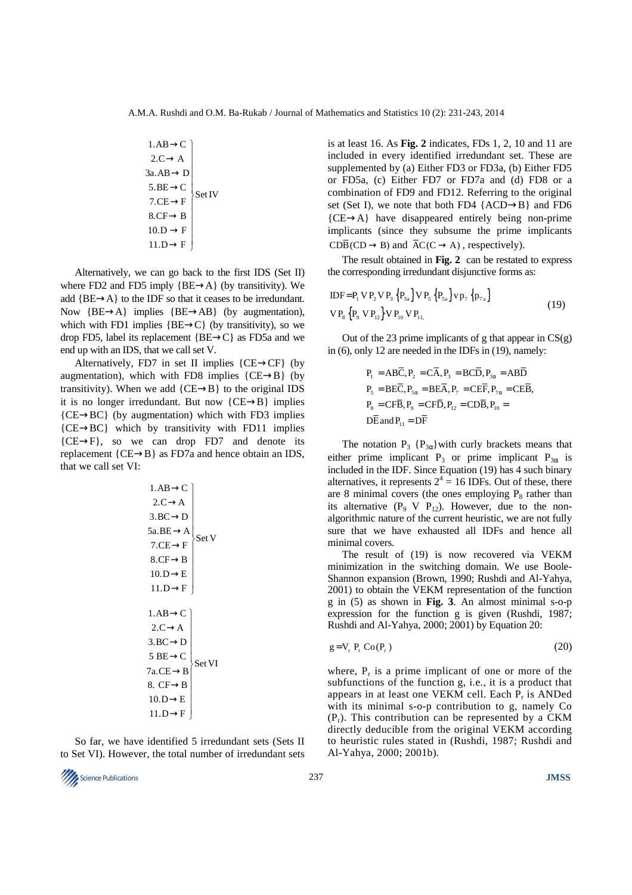$$\left.\begin{array}{l} 1.AB \rightarrow C \\ 2.C \rightarrow A \\ 3a.AB \rightarrow D \\ 5.BE \rightarrow C \\ 7.CE \rightarrow F \\ 8.CF \rightarrow B \\ 10.D \rightarrow F \\ 11.D \rightarrow F \end{array}\right\} \text{Set IV}$$

Alternatively, we can go back to the first IDS (Set II) where FD2 and FD5 imply {BE→A} (by transitivity). We add {BE→A} to the IDF so that it ceases to be irredundant. Now {BE→A} implies {BE→AB} (by augmentation), which with FD1 implies {BE→C} (by transitivity), so we drop FD5, label its replacement {BE→C} as FD5a and we end up with an IDS, that we call set V.

Alternatively, FD7 in set II implies {CE→CF} (by augmentation), which with FD8 implies {CE→B} (by transitivity). When we add {CE→B} to the original IDS it is no longer irredundant. But now {CE→B} implies {CE→BC} (by augmentation) which with FD3 implies {CE→BC} which by transitivity with FD11 implies {CE→F}, so we can drop FD7 and denote its replacement {CE→B} as FD7a and hence obtain an IDS, that we call set VI:

$$\left.\begin{array}{l} 1.AB \rightarrow C \\ 2.C \rightarrow A \\ 3.BC \rightarrow D \\ 5a.BE \rightarrow A \\ 7.CE \rightarrow F \\ 8.CF \rightarrow B \\ 10.D \rightarrow E \\ 11.D \rightarrow F \end{array}\right\} \text{Set V}$$

$$\left.\begin{array}{l} 1.AB \rightarrow C \\ 2.C \rightarrow A \\ 3.BC \rightarrow D \\ 5\ BE \rightarrow C \\ 7a.CE \rightarrow B \\ 8.\ CF \rightarrow B \\ 10.D \rightarrow E \\ 11.D \rightarrow F \end{array}\right\} \text{Set VI}$$

So far, we have identified 5 irredundant sets (Sets II to Set VI). However, the total number of irredundant sets is at least 16. As **Fig. 2** indicates, FDs 1, 2, 10 and 11 are included in every identified irredundant set. These are supplemented by (a) Either FD3 or FD3a, (b) Either FD5 or FD5a, (c) Either FD7 or FD7a and (d) FD8 or a combination of FD9 and FD12. Referring to the original set (Set I), we note that both FD4 {ACD→B} and FD6 {CE→A} have disappeared entirely being non-prime implicants (since they subsume the prime implicants $CD\overline{B}(CD \rightarrow B)$ and $\overline{A}C(C \rightarrow A)$, respectively).

The result obtained in **Fig. 2** can be restated to express the corresponding irredundant disjunctive forms as:

$$\text{IDF} = P_1 \vee P_2 \vee P_3 \{P_{3a}\} \vee P_5 \{P_{5a}\} \vee P_7 \{P_{7a}\} \vee P_8 \{P_9 \vee P_{12}\} \vee P_{10} \vee P_{11,} \tag{19}$$

Out of the 23 prime implicants of g that appear in CS(g) in (6), only 12 are needed in the IDFs in (19), namely:

$$\begin{array}{l} P_1 = AB\overline{C}, P_2 = C\overline{A}, P_3 = BC\overline{D}, P_{3\alpha} = AB\overline{D} \\ P_5 = BE\overline{C}, P_{5\alpha} = BE\overline{A}, P_7 = CE\overline{F}, P_{7\alpha} = CE\overline{B}, \\ P_8 = CF\overline{B}, P_9 = CF\overline{D}, P_{12} = CD\overline{B}, P_{10} = \\ D\overline{E} \text{ and } P_{11} = D\overline{F} \end{array}$$

The notation $P_3$ $\{P_{3\alpha}\}$with curly brackets means that either prime implicant $P_3$ or prime implicant $P_{3\alpha}$ is included in the IDF. Since Equation (19) has 4 such binary alternatives, it represents $2^4 = 16$ IDFs. Out of these, there are 8 minimal covers (the ones employing $P_8$ rather than its alternative ($P_9$ V $P_{12}$). However, due to the non-algorithmic nature of the current heuristic, we are not fully sure that we have exhausted all IDFs and hence all minimal covers.

The result of (19) is now recovered via VEKM minimization in the switching domain. We use Boole-Shannon expansion (Brown, 1990; Rushdi and Al-Yahya, 2001) to obtain the VEKM representation of the function g in (5) as shown in **Fig. 3**. An almost minimal s-o-p expression for the function g is given (Rushdi, 1987; Rushdi and Al-Yahya, 2000; 2001) by Equation 20:

$$g = \vee_r \ P_r \ \text{Co}(P_r) \tag{20}$$

where, $P_r$ is a prime implicant of one or more of the subfunctions of the function g, i.e., it is a product that appears in at least one VEKM cell. Each $P_r$ is ANDed with its minimal s-o-p contribution to g, namely Co ($P_r$). This contribution can be represented by a CKM directly deducible from the original VEKM according to heuristic rules stated in (Rushdi, 1987; Rushdi and Al-Yahya, 2000; 2001b).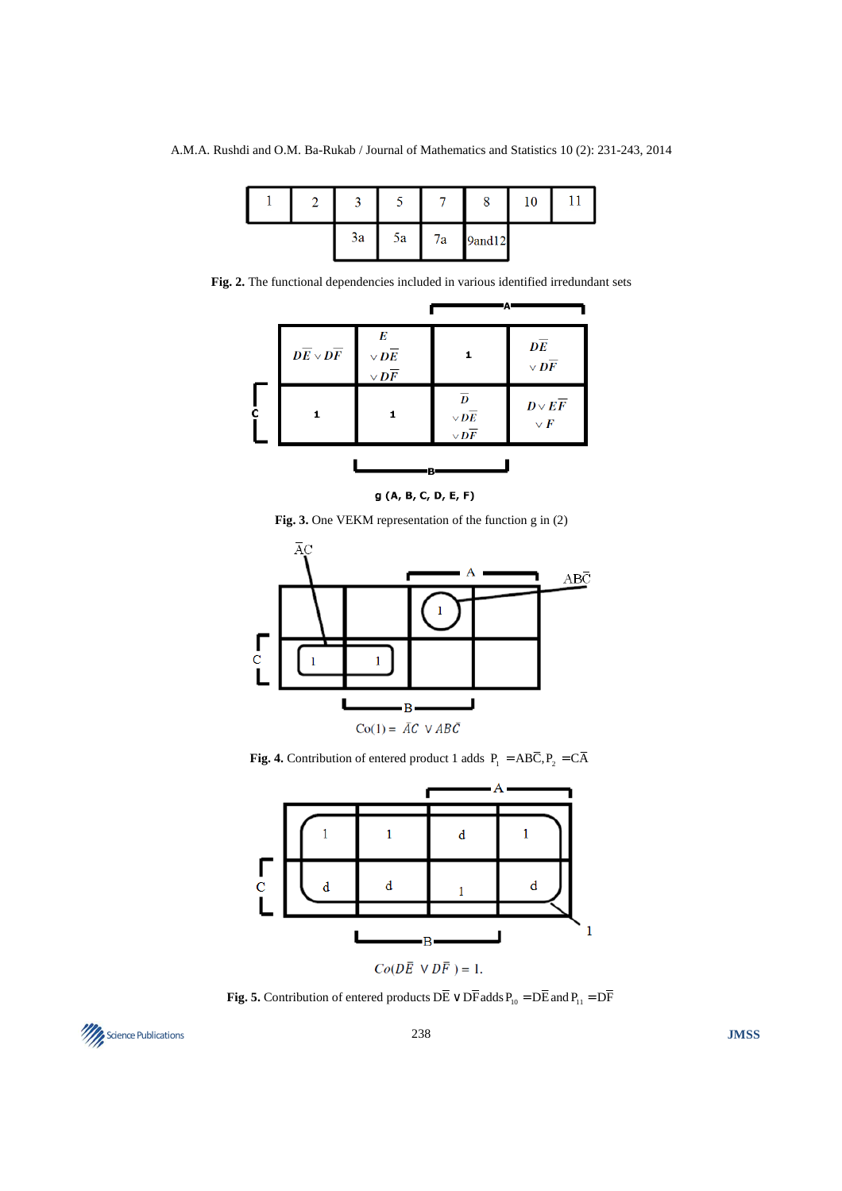| 1 | 2 | 3 | 5 | 7 | 8 | 10 | 11 |
|---|---|---|---|---|---|---|---|
| | | 3a | 5a | 7a | 9and12 | | |

**Fig. 2.** The functional dependencies included in various identified irredundant sets

| $D\bar{E} \vee D\bar{F}$ | $E \vee D\bar{E} \vee D\bar{F}$ | 1 | $D\bar{E} \vee D\bar{F}$ |
|---|---|---|---|
| 1 | 1 | $\bar{D} \vee D\bar{E} \vee D\bar{F}$ | $D \vee E\bar{F} \vee F$ |

g (A, B, C, D, E, F)

**Fig. 3.** One VEKM representation of the function g in (2)

$\bar{A}C$

$AB\bar{C}$

$\text{Co}(1) = \bar{A}C \vee AB\bar{C}$

**Fig. 4.** Contribution of entered product 1 adds $P_1 = AB\bar{C}, P_2 = C\bar{A}$

| 1 | 1 | d | 1 |
|---|---|---|---|
| d | d | 1 | d |

$Co(D\bar{E} \vee D\bar{F}) = 1.$

**Fig. 5.** Contribution of entered products $D\bar{E} \vee D\bar{F}$ adds $P_{10} = D\bar{E}$ and $P_{11} = D\bar{F}$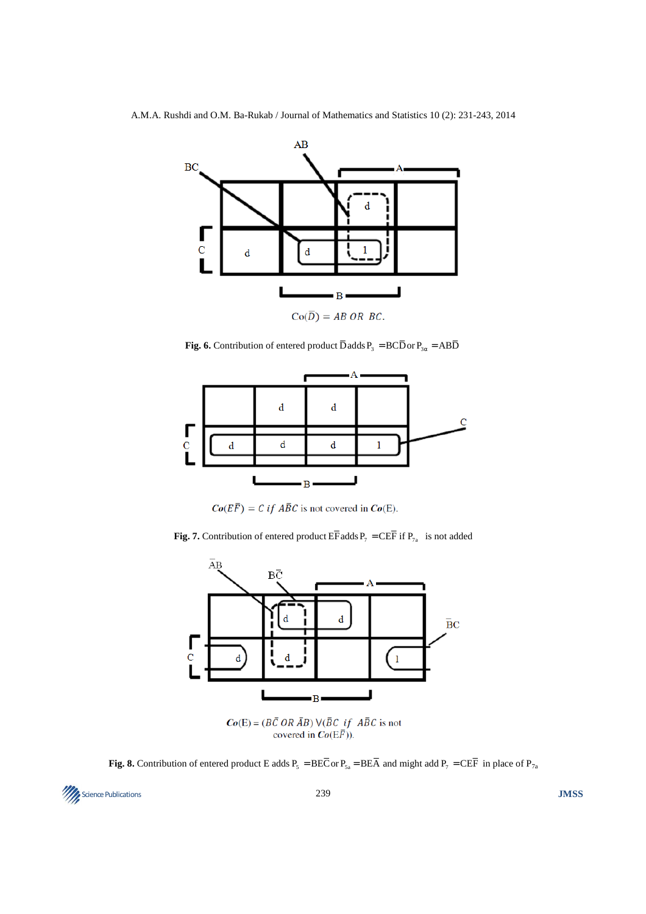$\text{Co}(\overline{D}) = AB \ OR \ BC.$

**Fig. 6.** Contribution of entered product $\overline{D}$ adds $P_3 = BC\overline{D}$ or $P_{3\alpha} = AB\overline{D}$

$\boldsymbol{Co}(E\overline{F}) = C \ if \ A\overline{B}C$ is not covered in $\boldsymbol{Co}(E)$.

**Fig. 7.** Contribution of entered product $E\overline{F}$ adds $P_7 = CE\overline{F}$ if $P_{7a}$ is not added

$\boldsymbol{Co}(E) = (B\overline{C} \ OR \ \overline{A}B) \vee (\overline{B}C \ if \ A\overline{B}C$ is not covered in $\boldsymbol{Co}(E\overline{F})$).

**Fig. 8.** Contribution of entered product E adds $P_5 = BE\overline{C}$ or $P_{5a} = BE\overline{A}$ and might add $P_7 = CE\overline{F}$ in place of $P_{7a}$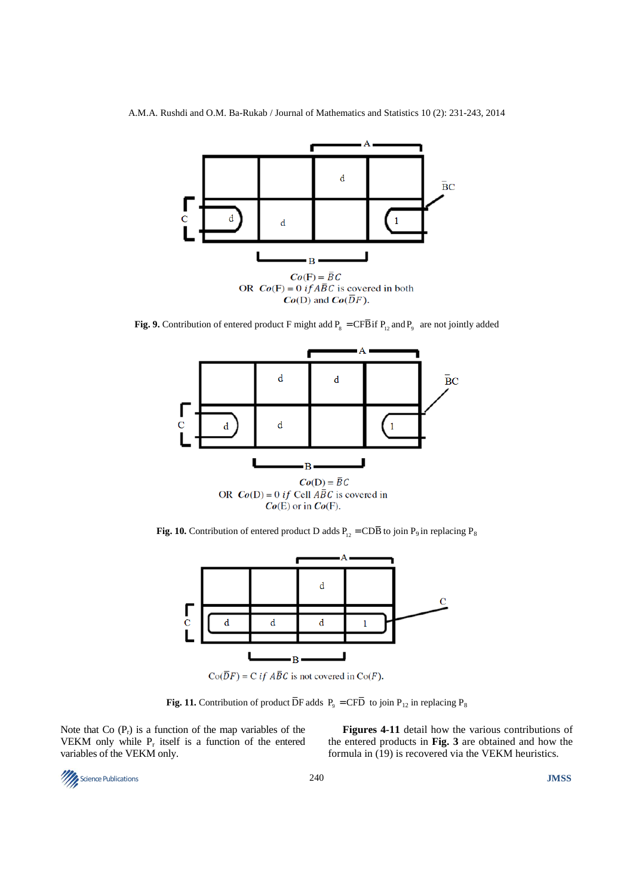$Co(\text{F}) = \bar{B}C$

OR $Co(\text{F}) = 0$ *if* $A\bar{B}C$ is covered in both $Co(\text{D})$ and $Co(\bar{D}F)$.

**Fig. 9.** Contribution of entered product F might add $P_8 = CF\bar{B}$ if $P_{12}$ and $P_9$ are not jointly added

$Co(\text{D}) = \bar{B}C$

OR $Co(\text{D}) = 0$ *if* Cell $A\bar{B}C$ is covered in $Co(\text{E})$ or in $Co(\text{F})$.

**Fig. 10.** Contribution of entered product D adds $P_{12} = CD\bar{B}$ to join $P_9$ in replacing $P_8$

$Co(\bar{D}F) = C$ *if* $A\bar{B}C$ is not covered in $Co(F)$.

**Fig. 11.** Contribution of product $\bar{D}F$ adds $P_9 = CF\bar{D}$ to join $P_{12}$ in replacing $P_8$

Note that Co ($P_r$) is a function of the map variables of the VEKM only while $P_r$ itself is a function of the entered variables of the VEKM only.

**Figures 4-11** detail how the various contributions of the entered products in **Fig. 3** are obtained and how the formula in (19) is recovered via the VEKM heuristics.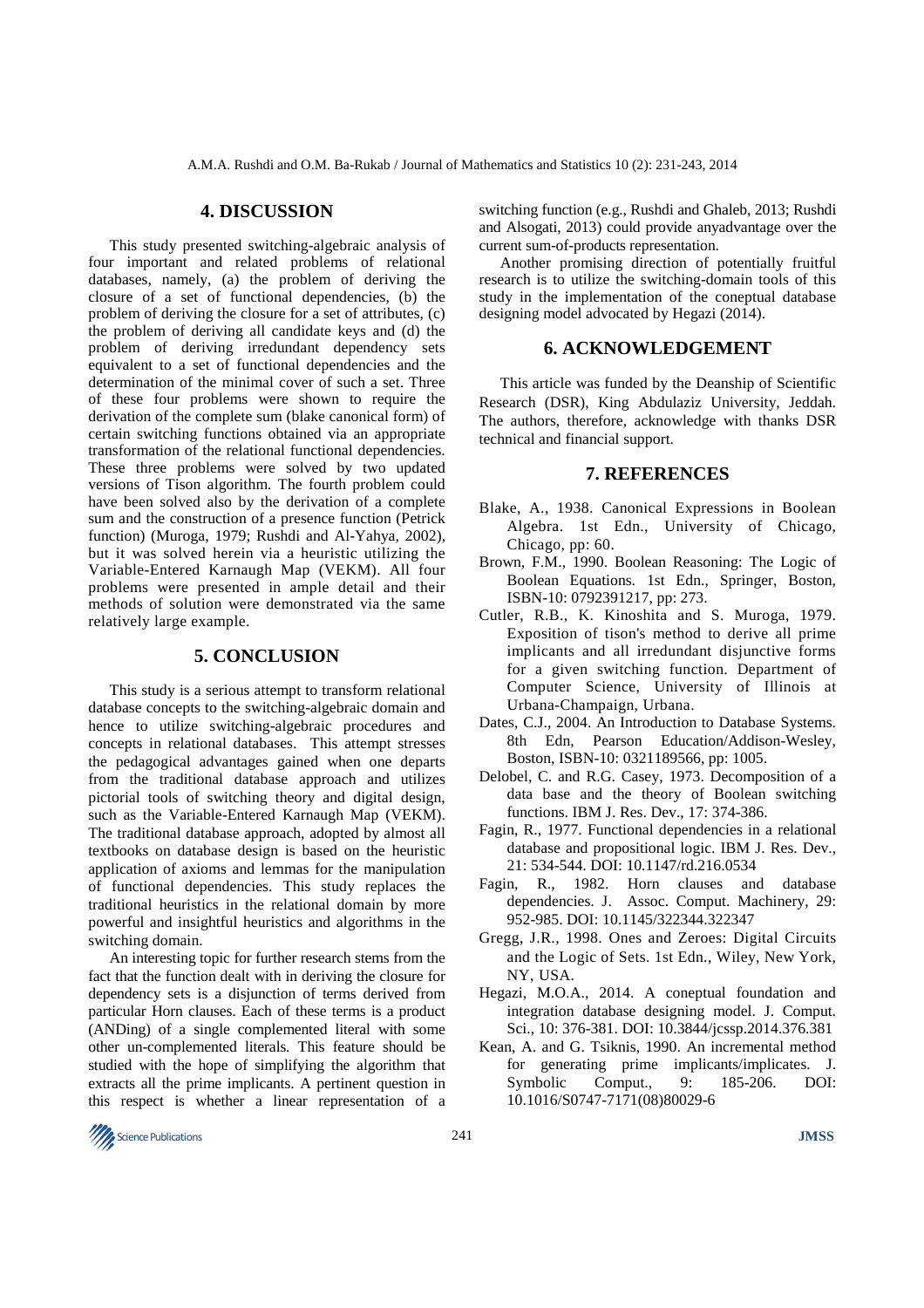## 4. DISCUSSION

This study presented switching-algebraic analysis of four important and related problems of relational databases, namely, (a) the problem of deriving the closure of a set of functional dependencies, (b) the problem of deriving the closure for a set of attributes, (c) the problem of deriving all candidate keys and (d) the problem of deriving irredundant dependency sets equivalent to a set of functional dependencies and the determination of the minimal cover of such a set. Three of these four problems were shown to require the derivation of the complete sum (blake canonical form) of certain switching functions obtained via an appropriate transformation of the relational functional dependencies. These three problems were solved by two updated versions of Tison algorithm. The fourth problem could have been solved also by the derivation of a complete sum and the construction of a presence function (Petrick function) (Muroga, 1979; Rushdi and Al-Yahya, 2002), but it was solved herein via a heuristic utilizing the Variable-Entered Karnaugh Map (VEKM). All four problems were presented in ample detail and their methods of solution were demonstrated via the same relatively large example.

## 5. CONCLUSION

This study is a serious attempt to transform relational database concepts to the switching-algebraic domain and hence to utilize switching-algebraic procedures and concepts in relational databases. This attempt stresses the pedagogical advantages gained when one departs from the traditional database approach and utilizes pictorial tools of switching theory and digital design, such as the Variable-Entered Karnaugh Map (VEKM). The traditional database approach, adopted by almost all textbooks on database design is based on the heuristic application of axioms and lemmas for the manipulation of functional dependencies. This study replaces the traditional heuristics in the relational domain by more powerful and insightful heuristics and algorithms in the switching domain.

An interesting topic for further research stems from the fact that the function dealt with in deriving the closure for dependency sets is a disjunction of terms derived from particular Horn clauses. Each of these terms is a product (ANDing) of a single complemented literal with some other un-complemented literals. This feature should be studied with the hope of simplifying the algorithm that extracts all the prime implicants. A pertinent question in this respect is whether a linear representation of a switching function (e.g., Rushdi and Ghaleb, 2013; Rushdi and Alsogati, 2013) could provide anyadvantage over the current sum-of-products representation.

Another promising direction of potentially fruitful research is to utilize the switching-domain tools of this study in the implementation of the coneptual database designing model advocated by Hegazi (2014).

## 6. ACKNOWLEDGEMENT

This article was funded by the Deanship of Scientific Research (DSR), King Abdulaziz University, Jeddah. The authors, therefore, acknowledge with thanks DSR technical and financial support.

## 7. REFERENCES

Blake, A., 1938. Canonical Expressions in Boolean Algebra. 1st Edn., University of Chicago, Chicago, pp: 60.

Brown, F.M., 1990. Boolean Reasoning: The Logic of Boolean Equations. 1st Edn., Springer, Boston, ISBN-10: 0792391217, pp: 273.

Cutler, R.B., K. Kinoshita and S. Muroga, 1979. Exposition of tison's method to derive all prime implicants and all irredundant disjunctive forms for a given switching function. Department of Computer Science, University of Illinois at Urbana-Champaign, Urbana.

Dates, C.J., 2004. An Introduction to Database Systems. 8th Edn, Pearson Education/Addison-Wesley, Boston, ISBN-10: 0321189566, pp: 1005.

Delobel, C. and R.G. Casey, 1973. Decomposition of a data base and the theory of Boolean switching functions. IBM J. Res. Dev., 17: 374-386.

Fagin, R., 1977. Functional dependencies in a relational database and propositional logic. IBM J. Res. Dev., 21: 534-544. DOI: 10.1147/rd.216.0534

Fagin, R., 1982. Horn clauses and database dependencies. J. Assoc. Comput. Machinery, 29: 952-985. DOI: 10.1145/322344.322347

Gregg, J.R., 1998. Ones and Zeroes: Digital Circuits and the Logic of Sets. 1st Edn., Wiley, New York, NY, USA.

Hegazi, M.O.A., 2014. A coneptual foundation and integration database designing model. J. Comput. Sci., 10: 376-381. DOI: 10.3844/jcssp.2014.376.381

Kean, A. and G. Tsiknis, 1990. An incremental method for generating prime implicants/implicates. J. Symbolic Comput., 9: 185-206. DOI: 10.1016/S0747-7171(08)80029-6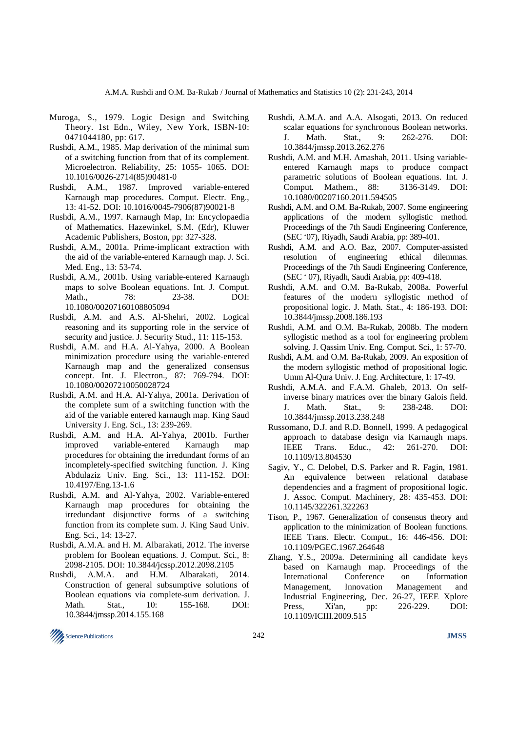Muroga, S., 1979. Logic Design and Switching Theory. 1st Edn., Wiley, New York, ISBN-10: 0471044180, pp: 617.

Rushdi, A.M., 1985. Map derivation of the minimal sum of a switching function from that of its complement. Microelectron. Reliability, 25: 1055- 1065. DOI: 10.1016/0026-2714(85)90481-0

Rushdi, A.M., 1987. Improved variable-entered Karnaugh map procedures. Comput. Electr. Eng., 13: 41-52. DOI: 10.1016/0045-7906(87)90021-8

Rushdi, A.M., 1997. Karnaugh Map, In: Encyclopaedia of Mathematics. Hazewinkel, S.M. (Edr), Kluwer Academic Publishers, Boston, pp: 327-328.

Rushdi, A.M., 2001a. Prime-implicant extraction with the aid of the variable-entered Karnaugh map. J. Sci. Med. Eng., 13: 53-74.

Rushdi, A.M., 2001b. Using variable-entered Karnaugh maps to solve Boolean equations. Int. J. Comput. Math., 78: 23-38. DOI: 10.1080/00207160108805094

Rushdi, A.M. and A.S. Al-Shehri, 2002. Logical reasoning and its supporting role in the service of security and justice. J. Security Stud., 11: 115-153.

Rushdi, A.M. and H.A. Al-Yahya, 2000. A Boolean minimization procedure using the variable-entered Karnaugh map and the generalized consensus concept. Int. J. Electron., 87: 769-794. DOI: 10.1080/00207210050028724

Rushdi, A.M. and H.A. Al-Yahya, 2001a. Derivation of the complete sum of a switching function with the aid of the variable entered karnaugh map. King Saud University J. Eng. Sci., 13: 239-269.

Rushdi, A.M. and H.A. Al-Yahya, 2001b. Further improved variable-entered Karnaugh map procedures for obtaining the irredundant forms of an incompletely-specified switching function. J. King Abdulaziz Univ. Eng. Sci., 13: 111-152. DOI: 10.4197/Eng.13-1.6

Rushdi, A.M. and Al-Yahya, 2002. Variable-entered Karnaugh map procedures for obtaining the irredundant disjunctive forms of a switching function from its complete sum. J. King Saud Univ. Eng. Sci., 14: 13-27.

Rushdi, A.M.A. and H. M. Albarakati, 2012. The inverse problem for Boolean equations. J. Comput. Sci., 8: 2098-2105. DOI: 10.3844/jcssp.2012.2098.2105

Rushdi, A.M.A. and H.M. Albarakati, 2014. Construction of general subsumptive solutions of Boolean equations via complete-sum derivation. J. Math. Stat., 10: 155-168. DOI: 10.3844/jmssp.2014.155.168

Rushdi, A.M.A. and A.A. Alsogati, 2013. On reduced scalar equations for synchronous Boolean networks. J. Math. Stat., 9: 262-276. DOI: 10.3844/jmssp.2013.262.276

Rushdi, A.M. and M.H. Amashah, 2011. Using variable-entered Karnaugh maps to produce compact parametric solutions of Boolean equations. Int. J. Comput. Mathem., 88: 3136-3149. DOI: 10.1080/00207160.2011.594505

Rushdi, A.M. and O.M. Ba-Rukab, 2007. Some engineering applications of the modern syllogistic method. Proceedings of the 7th Saudi Engineering Conference, (SEC '07), Riyadh, Saudi Arabia, pp: 389-401.

Rushdi, A.M. and A.O. Baz, 2007. Computer-assisted resolution of engineering ethical dilemmas. Proceedings of the 7th Saudi Engineering Conference, (SEC ' 07), Riyadh, Saudi Arabia, pp: 409-418.

Rushdi, A.M. and O.M. Ba-Rukab, 2008a. Powerful features of the modern syllogistic method of propositional logic. J. Math. Stat., 4: 186-193. DOI: 10.3844/jmssp.2008.186.193

Rushdi, A.M. and O.M. Ba-Rukab, 2008b. The modern syllogistic method as a tool for engineering problem solving. J. Qassim Univ. Eng. Comput. Sci., 1: 57-70.

Rushdi, A.M. and O.M. Ba-Rukab, 2009. An exposition of the modern syllogistic method of propositional logic. Umm Al-Qura Univ. J. Eng. Architecture, 1: 17-49.

Rushdi, A.M.A. and F.A.M. Ghaleb, 2013. On self-inverse binary matrices over the binary Galois field. J. Math. Stat., 9: 238-248. DOI: 10.3844/jmssp.2013.238.248

Russomano, D.J. and R.D. Bonnell, 1999. A pedagogical approach to database design via Karnaugh maps. IEEE Trans. Educ., 42: 261-270. DOI: 10.1109/13.804530

Sagiv, Y., C. Delobel, D.S. Parker and R. Fagin, 1981. An equivalence between relational database dependencies and a fragment of propositional logic. J. Assoc. Comput. Machinery, 28: 435-453. DOI: 10.1145/322261.322263

Tison, P., 1967. Generalization of consensus theory and application to the minimization of Boolean functions. IEEE Trans. Electr. Comput., 16: 446-456. DOI: 10.1109/PGEC.1967.264648

Zhang, Y.S., 2009a. Determining all candidate keys based on Karnaugh map. Proceedings of the International Conference on Information Management, Innovation Management and Industrial Engineering, Dec. 26-27, IEEE Xplore Press, Xi'an, pp: 226-229. DOI: 10.1109/ICIII.2009.515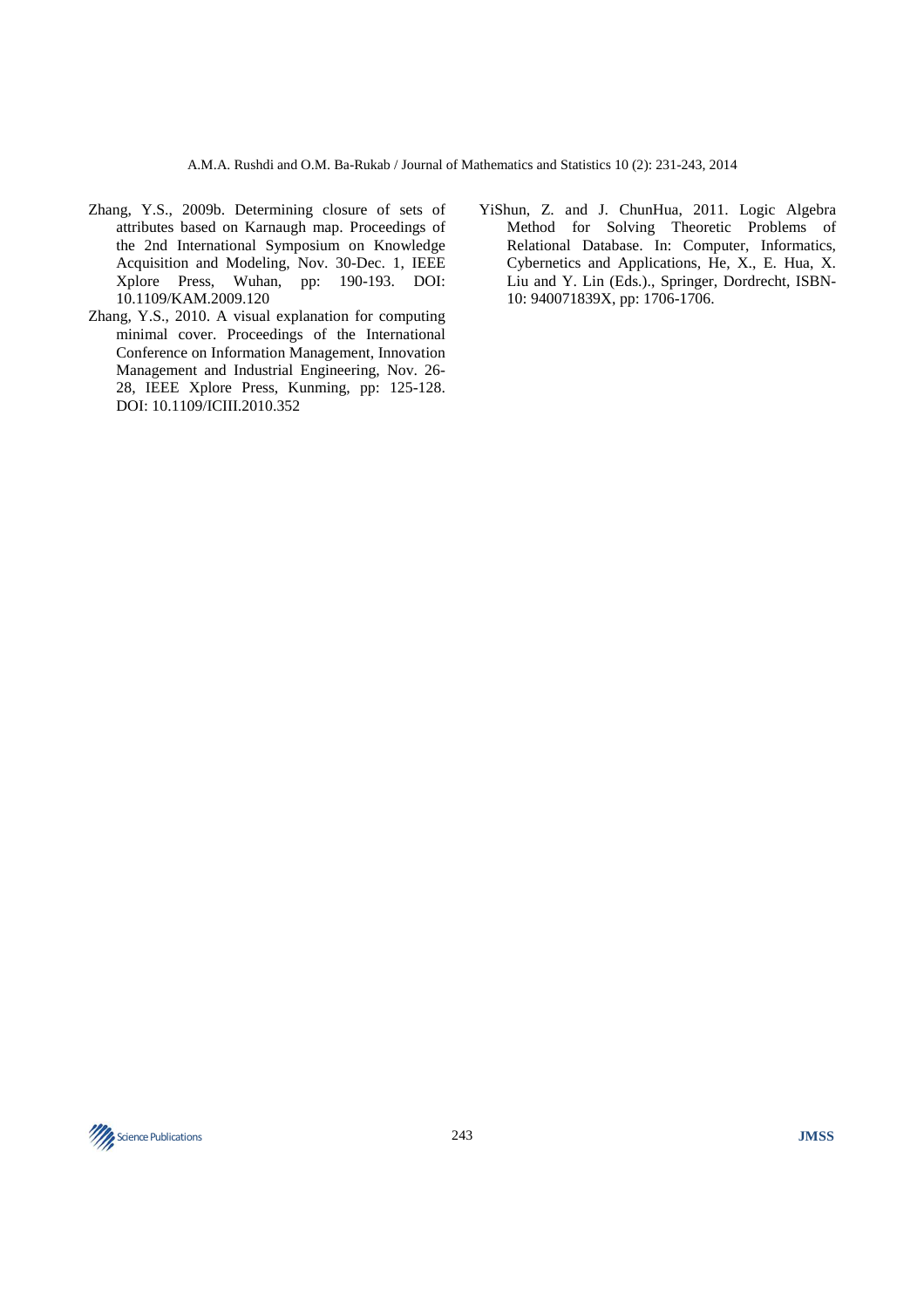Zhang, Y.S., 2009b. Determining closure of sets of attributes based on Karnaugh map. Proceedings of the 2nd International Symposium on Knowledge Acquisition and Modeling, Nov. 30-Dec. 1, IEEE Xplore Press, Wuhan, pp: 190-193. DOI: 10.1109/KAM.2009.120

Zhang, Y.S., 2010. A visual explanation for computing minimal cover. Proceedings of the International Conference on Information Management, Innovation Management and Industrial Engineering, Nov. 26-28, IEEE Xplore Press, Kunming, pp: 125-128. DOI: 10.1109/ICIII.2010.352

YiShun, Z. and J. ChunHua, 2011. Logic Algebra Method for Solving Theoretic Problems of Relational Database. In: Computer, Informatics, Cybernetics and Applications, He, X., E. Hua, X. Liu and Y. Lin (Eds.)., Springer, Dordrecht, ISBN-10: 940071839X, pp: 1706-1706.